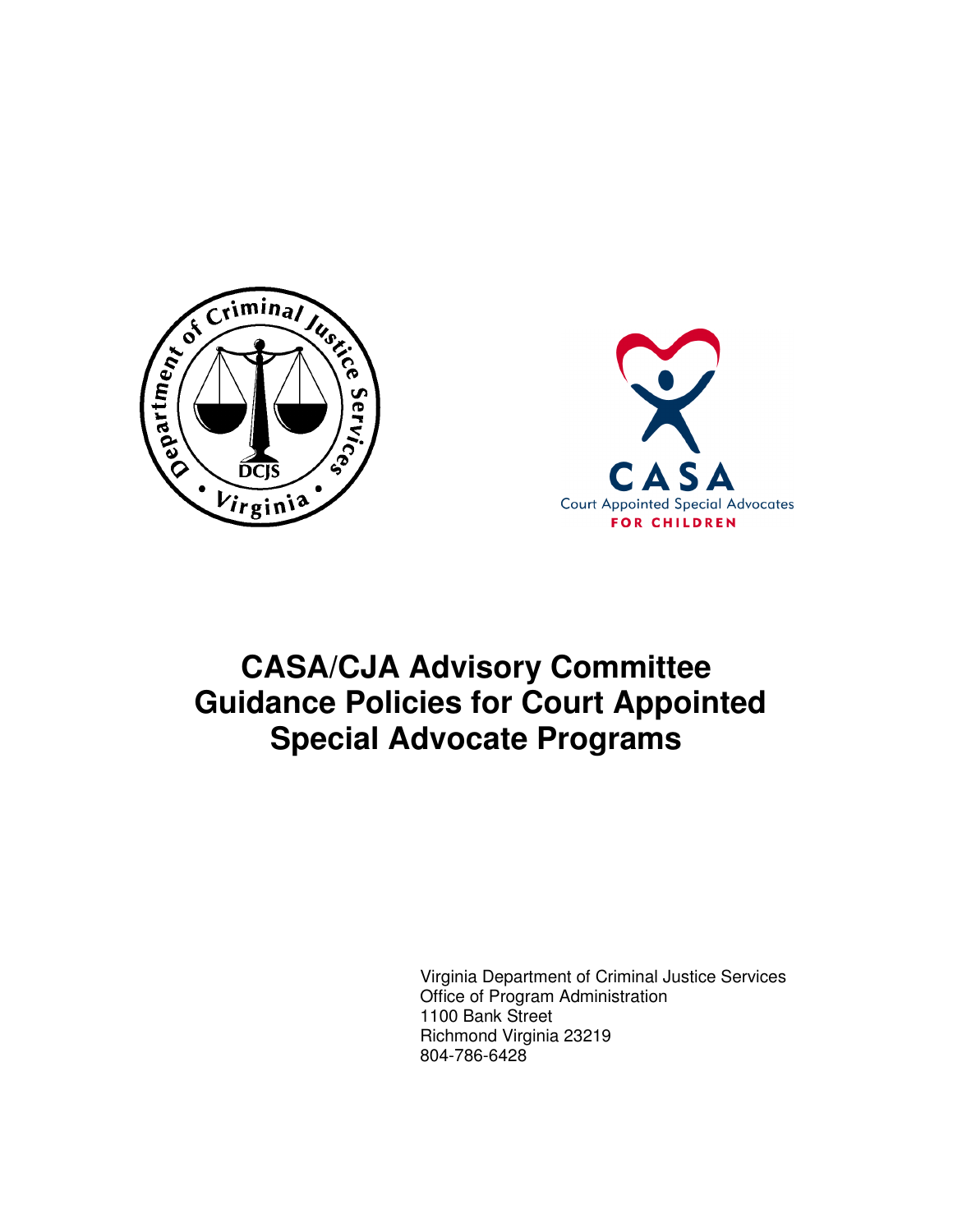# CASA/CJA Advisory Committee Guidance Policies for Court Appointed Special Advocate Programs

Virginia Department of Criminal Justice Services
Office of Program Administration
1100 Bank Street
Richmond Virginia 23219
804-786-6428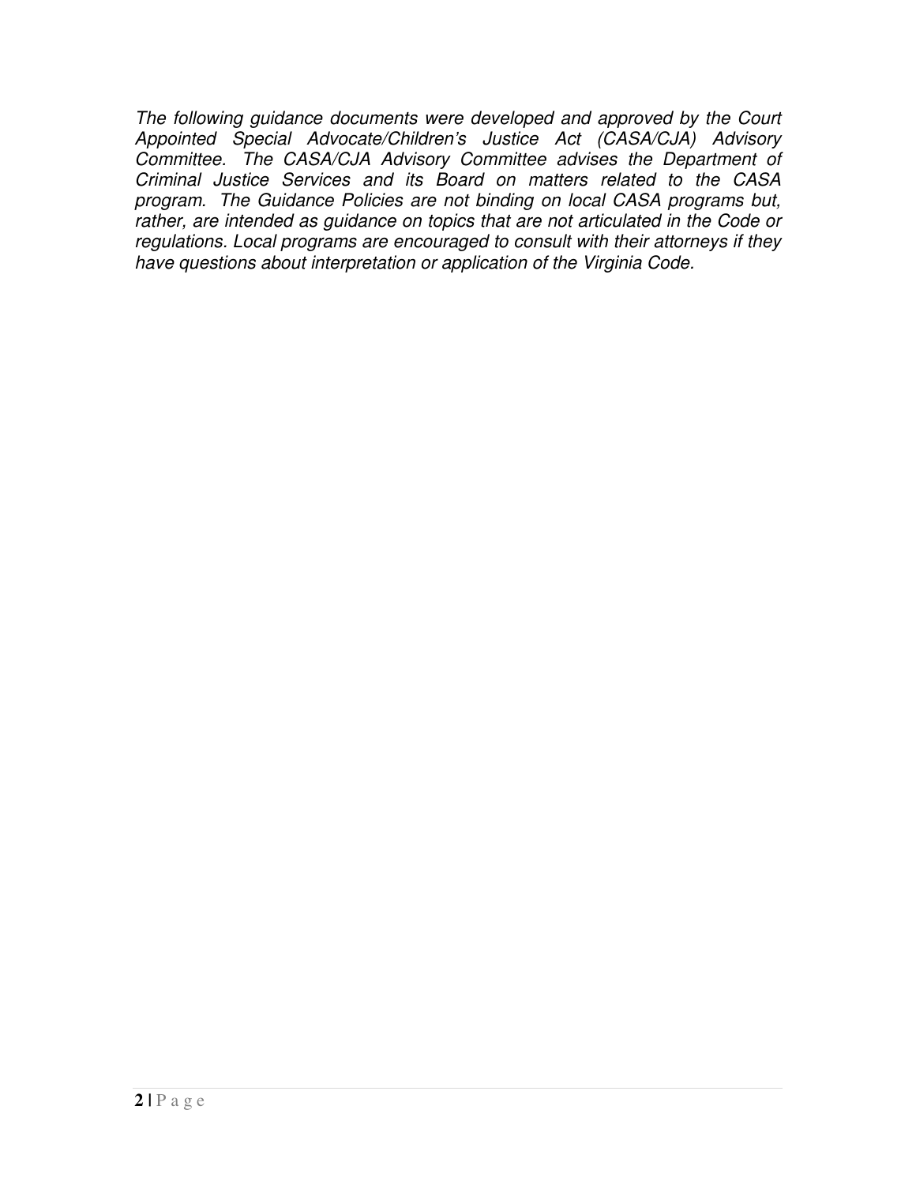*The following guidance documents were developed and approved by the Court Appointed Special Advocate/Children's Justice Act (CASA/CJA) Advisory Committee. The CASA/CJA Advisory Committee advises the Department of Criminal Justice Services and its Board on matters related to the CASA program. The Guidance Policies are not binding on local CASA programs but, rather, are intended as guidance on topics that are not articulated in the Code or regulations. Local programs are encouraged to consult with their attorneys if they have questions about interpretation or application of the Virginia Code.*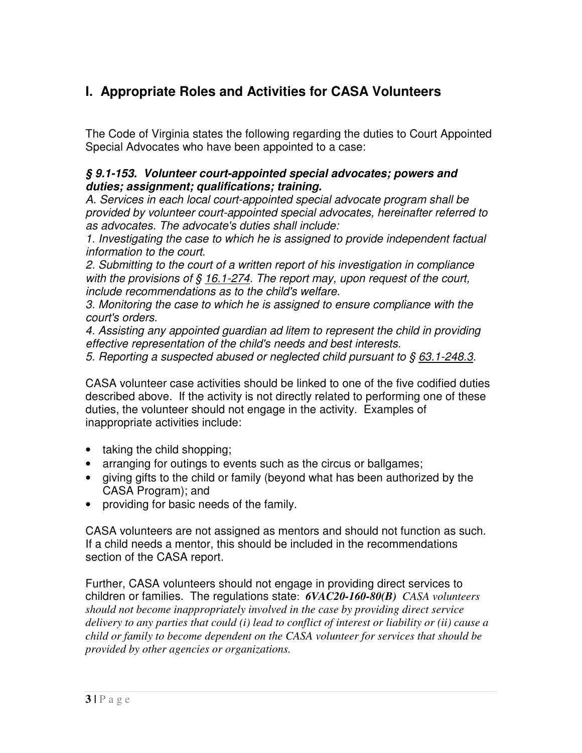# I. Appropriate Roles and Activities for CASA Volunteers

The Code of Virginia states the following regarding the duties to Court Appointed Special Advocates who have been appointed to a case:

***§ 9.1-153. Volunteer court-appointed special advocates; powers and duties; assignment; qualifications; training.***

*A. Services in each local court-appointed special advocate program shall be provided by volunteer court-appointed special advocates, hereinafter referred to as advocates. The advocate's duties shall include:*

*1. Investigating the case to which he is assigned to provide independent factual information to the court.*

*2. Submitting to the court of a written report of his investigation in compliance with the provisions of § 16.1-274. The report may, upon request of the court, include recommendations as to the child's welfare.*

*3. Monitoring the case to which he is assigned to ensure compliance with the court's orders.*

*4. Assisting any appointed guardian ad litem to represent the child in providing effective representation of the child's needs and best interests.*

*5. Reporting a suspected abused or neglected child pursuant to § 63.1-248.3.*

CASA volunteer case activities should be linked to one of the five codified duties described above. If the activity is not directly related to performing one of these duties, the volunteer should not engage in the activity. Examples of inappropriate activities include:

- taking the child shopping;
- arranging for outings to events such as the circus or ballgames;
- giving gifts to the child or family (beyond what has been authorized by the CASA Program); and
- providing for basic needs of the family.

CASA volunteers are not assigned as mentors and should not function as such. If a child needs a mentor, this should be included in the recommendations section of the CASA report.

Further, CASA volunteers should not engage in providing direct services to children or families. The regulations state: ***6VAC20-160-80(B)*** *CASA volunteers should not become inappropriately involved in the case by providing direct service delivery to any parties that could (i) lead to conflict of interest or liability or (ii) cause a child or family to become dependent on the CASA volunteer for services that should be provided by other agencies or organizations.*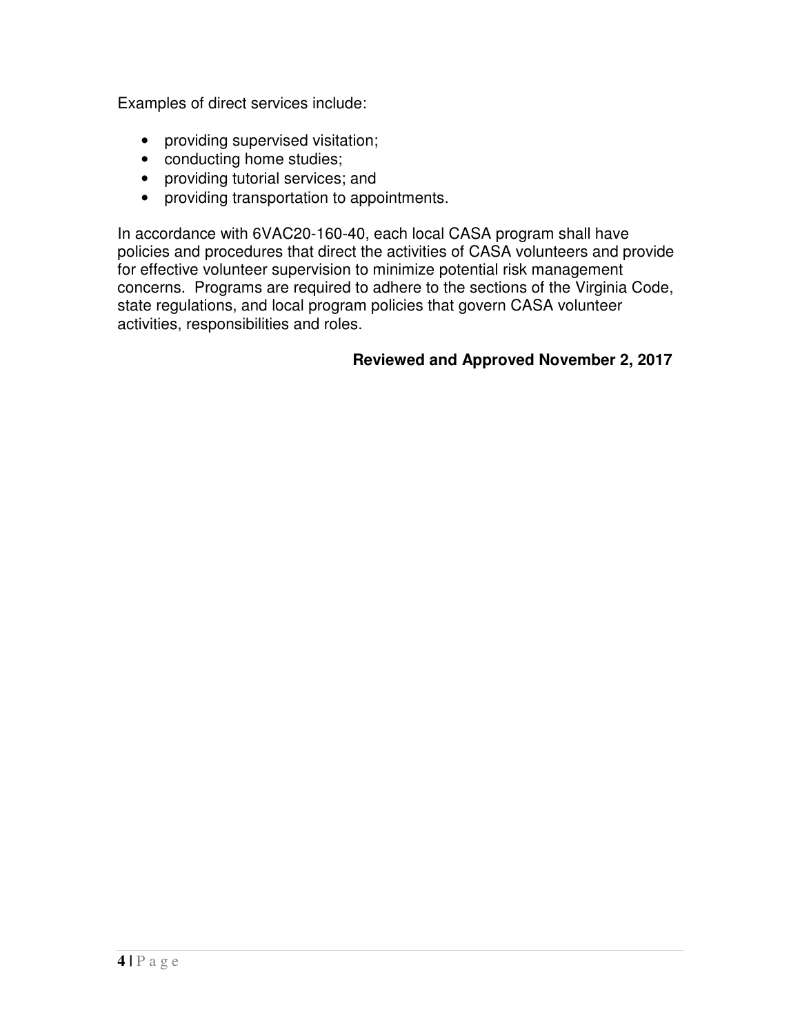Examples of direct services include:

- providing supervised visitation;
- conducting home studies;
- providing tutorial services; and
- providing transportation to appointments.

In accordance with 6VAC20-160-40, each local CASA program shall have policies and procedures that direct the activities of CASA volunteers and provide for effective volunteer supervision to minimize potential risk management concerns. Programs are required to adhere to the sections of the Virginia Code, state regulations, and local program policies that govern CASA volunteer activities, responsibilities and roles.

**Reviewed and Approved November 2, 2017**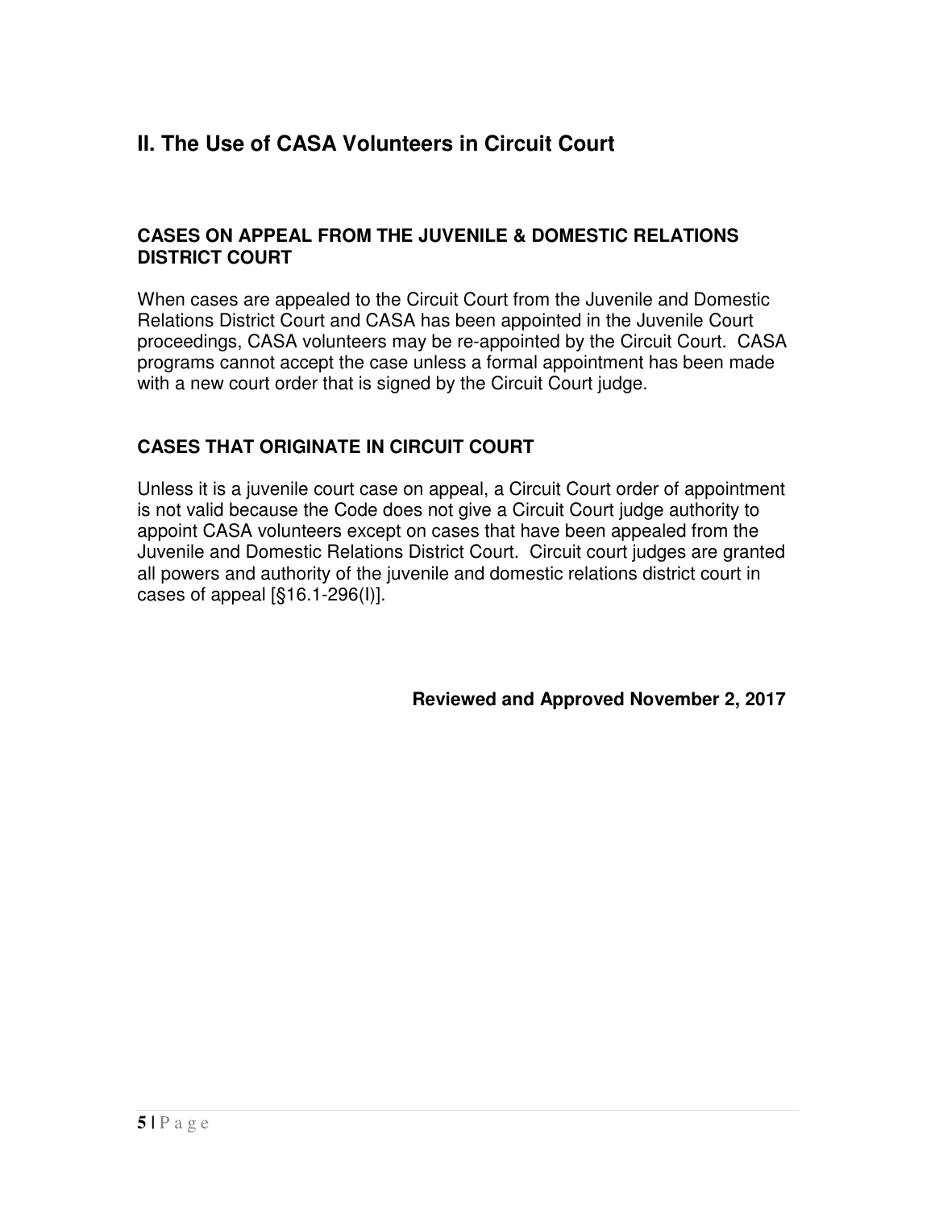## II. The Use of CASA Volunteers in Circuit Court

### CASES ON APPEAL FROM THE JUVENILE & DOMESTIC RELATIONS DISTRICT COURT

When cases are appealed to the Circuit Court from the Juvenile and Domestic Relations District Court and CASA has been appointed in the Juvenile Court proceedings, CASA volunteers may be re-appointed by the Circuit Court. CASA programs cannot accept the case unless a formal appointment has been made with a new court order that is signed by the Circuit Court judge.

### CASES THAT ORIGINATE IN CIRCUIT COURT

Unless it is a juvenile court case on appeal, a Circuit Court order of appointment is not valid because the Code does not give a Circuit Court judge authority to appoint CASA volunteers except on cases that have been appealed from the Juvenile and Domestic Relations District Court. Circuit court judges are granted all powers and authority of the juvenile and domestic relations district court in cases of appeal [§16.1-296(I)].

**Reviewed and Approved November 2, 2017**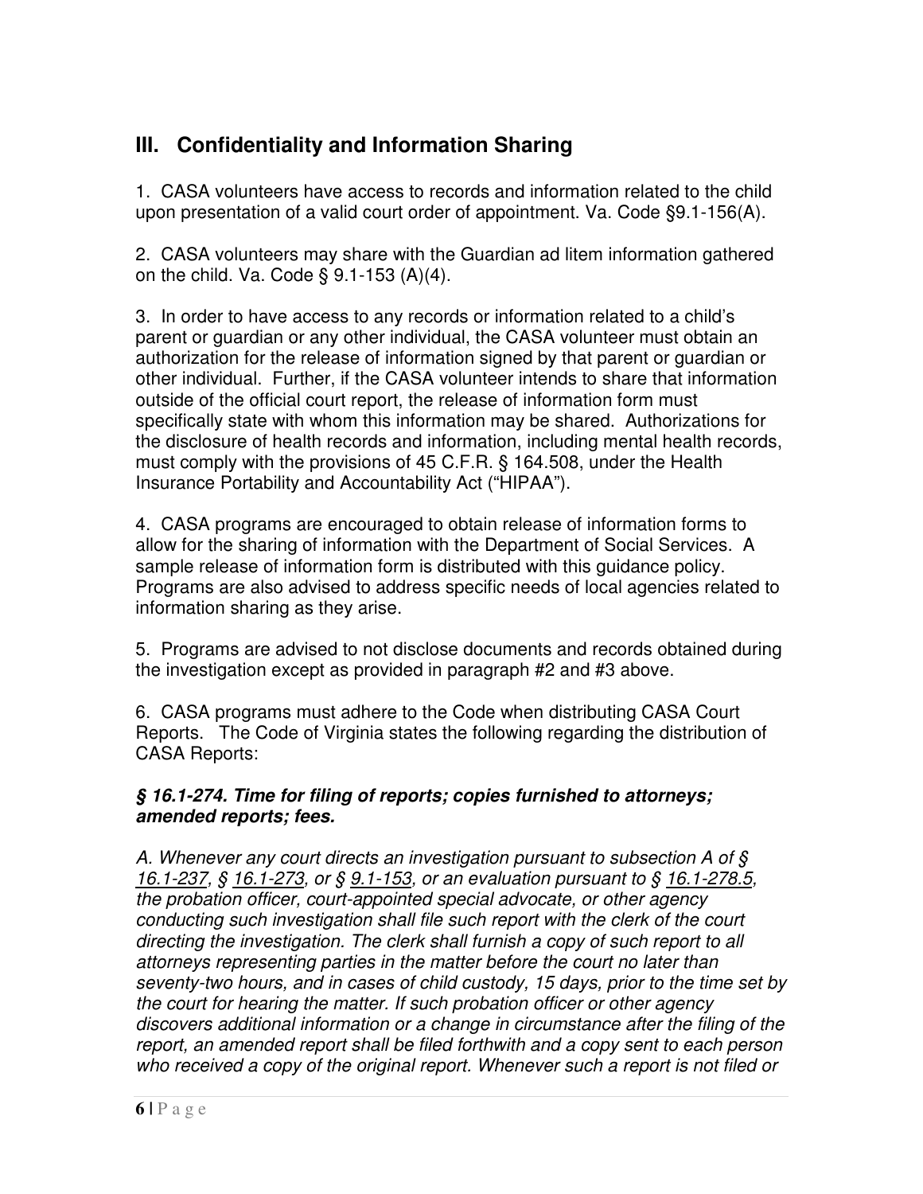## III. Confidentiality and Information Sharing

1. CASA volunteers have access to records and information related to the child upon presentation of a valid court order of appointment. Va. Code §9.1-156(A).

2. CASA volunteers may share with the Guardian ad litem information gathered on the child. Va. Code § 9.1-153 (A)(4).

3. In order to have access to any records or information related to a child's parent or guardian or any other individual, the CASA volunteer must obtain an authorization for the release of information signed by that parent or guardian or other individual. Further, if the CASA volunteer intends to share that information outside of the official court report, the release of information form must specifically state with whom this information may be shared. Authorizations for the disclosure of health records and information, including mental health records, must comply with the provisions of 45 C.F.R. § 164.508, under the Health Insurance Portability and Accountability Act ("HIPAA").

4. CASA programs are encouraged to obtain release of information forms to allow for the sharing of information with the Department of Social Services. A sample release of information form is distributed with this guidance policy. Programs are also advised to address specific needs of local agencies related to information sharing as they arise.

5. Programs are advised to not disclose documents and records obtained during the investigation except as provided in paragraph #2 and #3 above.

6. CASA programs must adhere to the Code when distributing CASA Court Reports. The Code of Virginia states the following regarding the distribution of CASA Reports:

***§ 16.1-274. Time for filing of reports; copies furnished to attorneys; amended reports; fees.***

*A. Whenever any court directs an investigation pursuant to subsection A of § 16.1-237, § 16.1-273, or § 9.1-153, or an evaluation pursuant to § 16.1-278.5, the probation officer, court-appointed special advocate, or other agency conducting such investigation shall file such report with the clerk of the court directing the investigation. The clerk shall furnish a copy of such report to all attorneys representing parties in the matter before the court no later than seventy-two hours, and in cases of child custody, 15 days, prior to the time set by the court for hearing the matter. If such probation officer or other agency discovers additional information or a change in circumstance after the filing of the report, an amended report shall be filed forthwith and a copy sent to each person who received a copy of the original report. Whenever such a report is not filed or*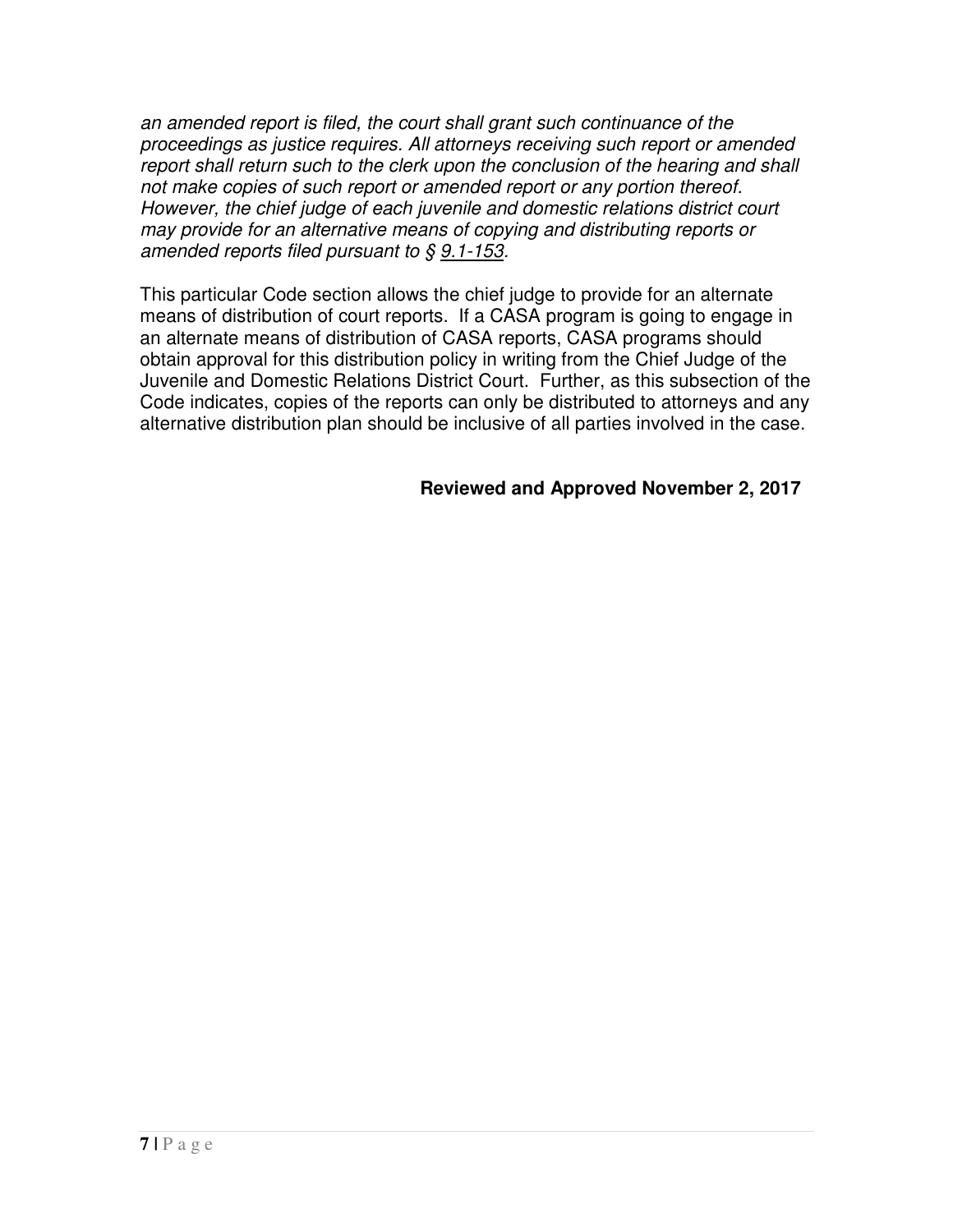*an amended report is filed, the court shall grant such continuance of the proceedings as justice requires. All attorneys receiving such report or amended report shall return such to the clerk upon the conclusion of the hearing and shall not make copies of such report or amended report or any portion thereof. However, the chief judge of each juvenile and domestic relations district court may provide for an alternative means of copying and distributing reports or amended reports filed pursuant to § 9.1-153.*

This particular Code section allows the chief judge to provide for an alternate means of distribution of court reports. If a CASA program is going to engage in an alternate means of distribution of CASA reports, CASA programs should obtain approval for this distribution policy in writing from the Chief Judge of the Juvenile and Domestic Relations District Court. Further, as this subsection of the Code indicates, copies of the reports can only be distributed to attorneys and any alternative distribution plan should be inclusive of all parties involved in the case.

**Reviewed and Approved November 2, 2017**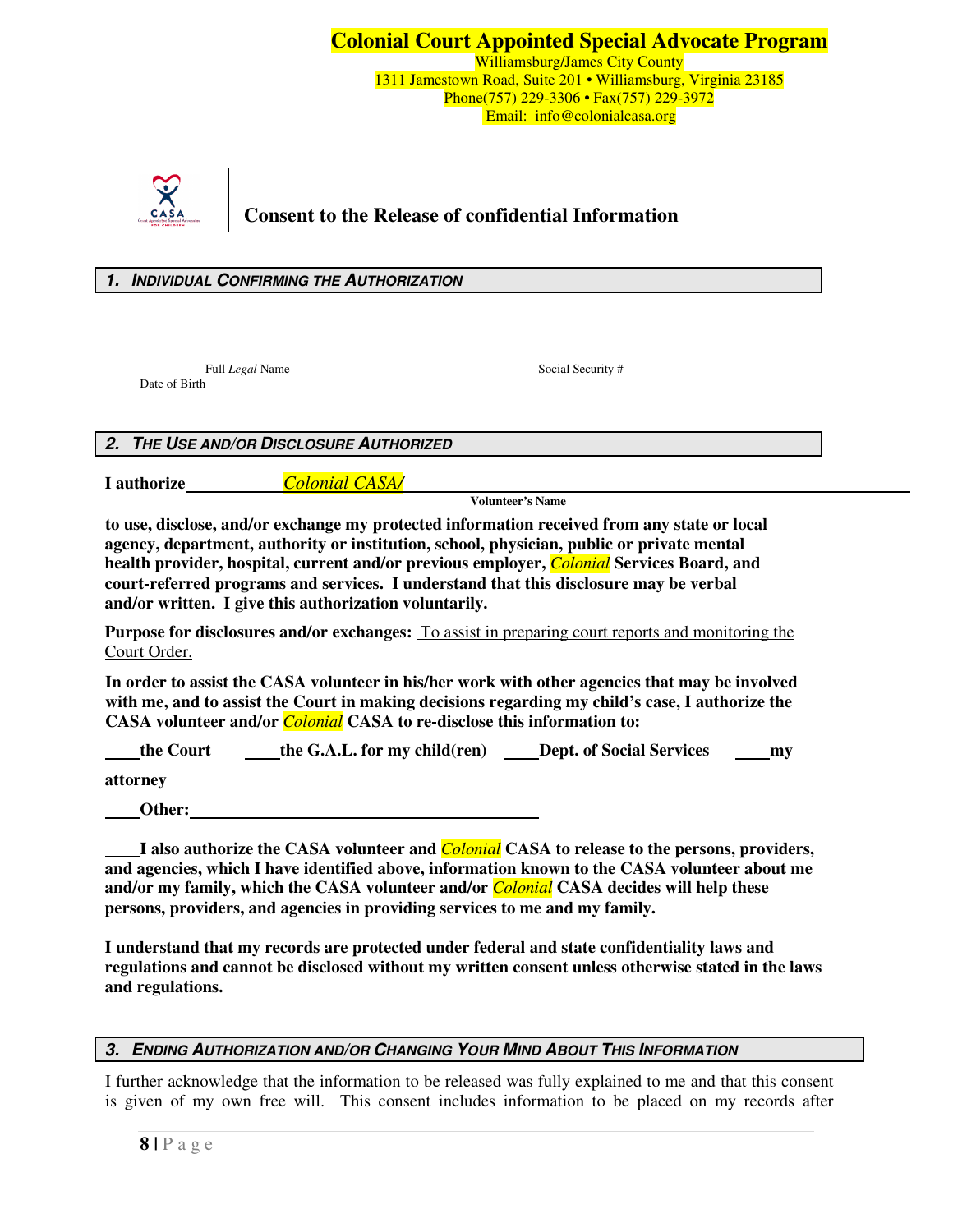# Colonial Court Appointed Special Advocate Program

Williamsburg/James City County
1311 Jamestown Road, Suite 201 • Williamsburg, Virginia 23185
Phone(757) 229-3306 • Fax(757) 229-3972
Email: info@colonialcasa.org

## Consent to the Release of confidential Information

### 1. Individual Confirming the Authorization

______________________________________________________________________

Full *Legal* Name          Social Security #          Date of Birth

### 2. The Use and/or Disclosure Authorized

**I authorize** ___________ *Colonial CASA/* ___________________________________
**Volunteer's Name**

**to use, disclose, and/or exchange my protected information received from any state or local agency, department, authority or institution, school, physician, public or private mental health provider, hospital, current and/or previous employer, *Colonial* Services Board, and court-referred programs and services. I understand that this disclosure may be verbal and/or written. I give this authorization voluntarily.**

**Purpose for disclosures and/or exchanges:** To assist in preparing court reports and monitoring the Court Order.

**In order to assist the CASA volunteer in his/her work with other agencies that may be involved with me, and to assist the Court in making decisions regarding my child's case, I authorize the CASA volunteer and/or *Colonial* CASA to re-disclose this information to:**

**____the Court   ____the G.A.L. for my child(ren)   ____Dept. of Social Services   ____my attorney**

**____Other:_________________________________________**

**____I also authorize the CASA volunteer and *Colonial* CASA to release to the persons, providers, and agencies, which I have identified above, information known to the CASA volunteer about me and/or my family, which the CASA volunteer and/or *Colonial* CASA decides will help these persons, providers, and agencies in providing services to me and my family.**

**I understand that my records are protected under federal and state confidentiality laws and regulations and cannot be disclosed without my written consent unless otherwise stated in the laws and regulations.**

### 3. Ending Authorization and/or Changing Your Mind About This Information

I further acknowledge that the information to be released was fully explained to me and that this consent is given of my own free will. This consent includes information to be placed on my records after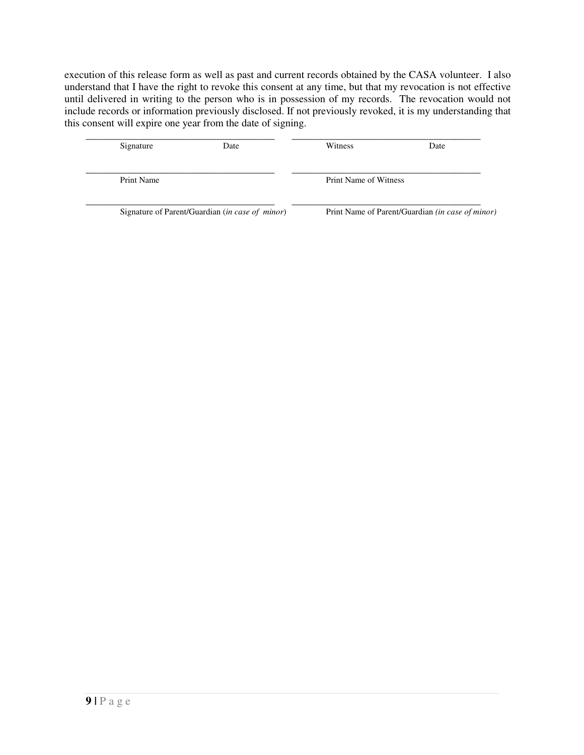execution of this release form as well as past and current records obtained by the CASA volunteer. I also understand that I have the right to revoke this consent at any time, but that my revocation is not effective until delivered in writing to the person who is in possession of my records. The revocation would not include records or information previously disclosed. If not previously revoked, it is my understanding that this consent will expire one year from the date of signing.

| | |
|---|---|
| ______________________________________ | ______________________________________ |
| Signature                Date | Witness                Date |
| ______________________________________ | ______________________________________ |
| Print Name | Print Name of Witness |
| ______________________________________ | ______________________________________ |
| Signature of Parent/Guardian (*in case of minor*) | Print Name of Parent/Guardian *(in case of minor)* |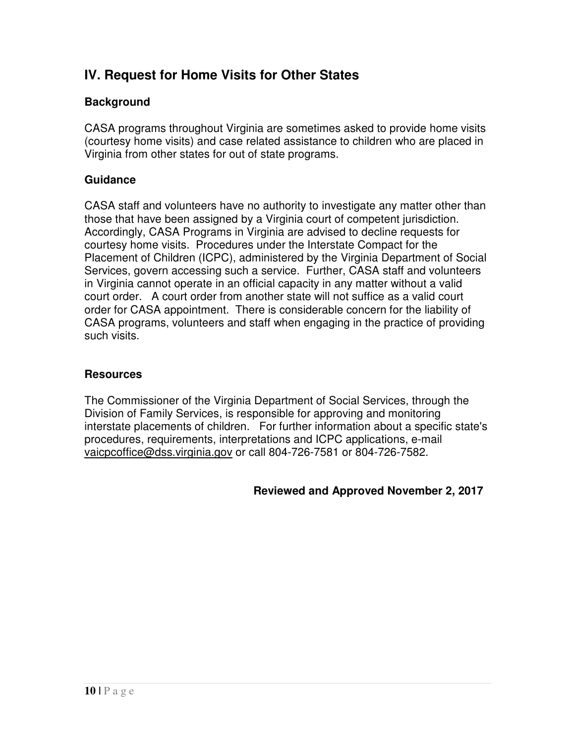## IV. Request for Home Visits for Other States

### Background

CASA programs throughout Virginia are sometimes asked to provide home visits (courtesy home visits) and case related assistance to children who are placed in Virginia from other states for out of state programs.

### Guidance

CASA staff and volunteers have no authority to investigate any matter other than those that have been assigned by a Virginia court of competent jurisdiction. Accordingly, CASA Programs in Virginia are advised to decline requests for courtesy home visits. Procedures under the Interstate Compact for the Placement of Children (ICPC), administered by the Virginia Department of Social Services, govern accessing such a service. Further, CASA staff and volunteers in Virginia cannot operate in an official capacity in any matter without a valid court order. A court order from another state will not suffice as a valid court order for CASA appointment. There is considerable concern for the liability of CASA programs, volunteers and staff when engaging in the practice of providing such visits.

### Resources

The Commissioner of the Virginia Department of Social Services, through the Division of Family Services, is responsible for approving and monitoring interstate placements of children. For further information about a specific state's procedures, requirements, interpretations and ICPC applications, e-mail vaicpcoffice@dss.virginia.gov or call 804-726-7581 or 804-726-7582.

**Reviewed and Approved November 2, 2017**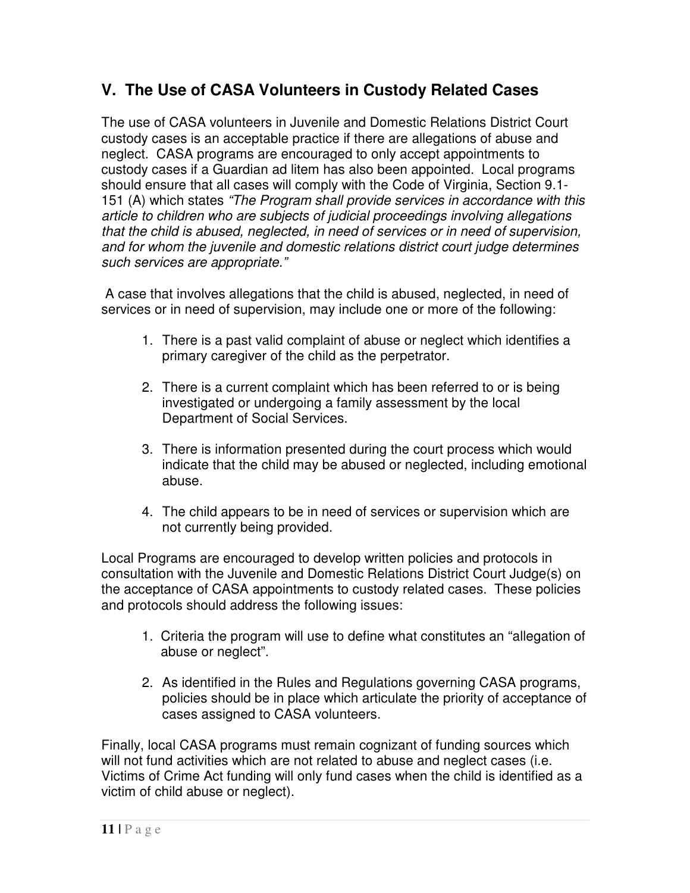## V. The Use of CASA Volunteers in Custody Related Cases

The use of CASA volunteers in Juvenile and Domestic Relations District Court custody cases is an acceptable practice if there are allegations of abuse and neglect. CASA programs are encouraged to only accept appointments to custody cases if a Guardian ad litem has also been appointed. Local programs should ensure that all cases will comply with the Code of Virginia, Section 9.1-151 (A) which states *"The Program shall provide services in accordance with this article to children who are subjects of judicial proceedings involving allegations that the child is abused, neglected, in need of services or in need of supervision, and for whom the juvenile and domestic relations district court judge determines such services are appropriate."*

A case that involves allegations that the child is abused, neglected, in need of services or in need of supervision, may include one or more of the following:

1. There is a past valid complaint of abuse or neglect which identifies a primary caregiver of the child as the perpetrator.
2. There is a current complaint which has been referred to or is being investigated or undergoing a family assessment by the local Department of Social Services.
3. There is information presented during the court process which would indicate that the child may be abused or neglected, including emotional abuse.
4. The child appears to be in need of services or supervision which are not currently being provided.

Local Programs are encouraged to develop written policies and protocols in consultation with the Juvenile and Domestic Relations District Court Judge(s) on the acceptance of CASA appointments to custody related cases. These policies and protocols should address the following issues:

1. Criteria the program will use to define what constitutes an "allegation of abuse or neglect".
2. As identified in the Rules and Regulations governing CASA programs, policies should be in place which articulate the priority of acceptance of cases assigned to CASA volunteers.

Finally, local CASA programs must remain cognizant of funding sources which will not fund activities which are not related to abuse and neglect cases (i.e. Victims of Crime Act funding will only fund cases when the child is identified as a victim of child abuse or neglect).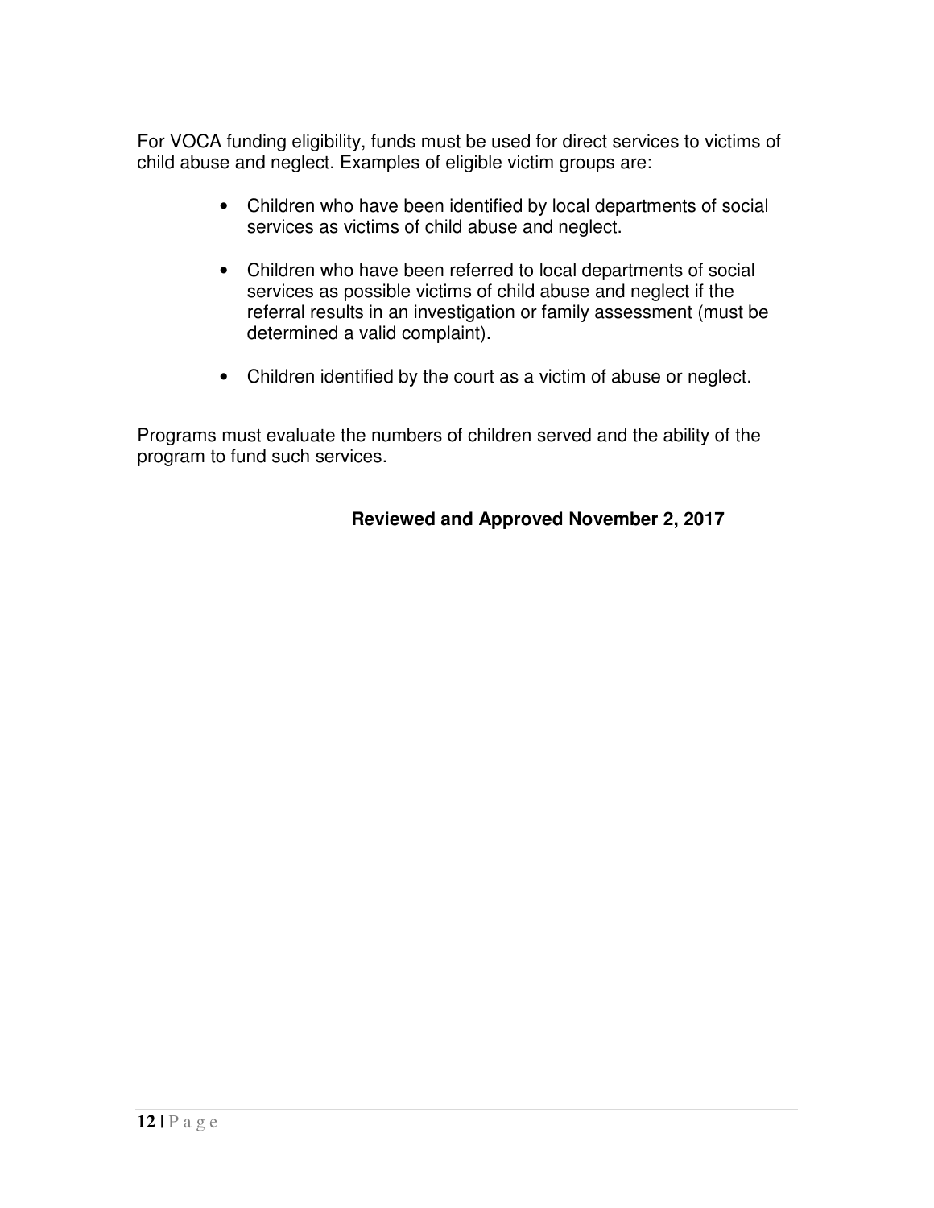For VOCA funding eligibility, funds must be used for direct services to victims of child abuse and neglect. Examples of eligible victim groups are:

- Children who have been identified by local departments of social services as victims of child abuse and neglect.
- Children who have been referred to local departments of social services as possible victims of child abuse and neglect if the referral results in an investigation or family assessment (must be determined a valid complaint).
- Children identified by the court as a victim of abuse or neglect.

Programs must evaluate the numbers of children served and the ability of the program to fund such services.

**Reviewed and Approved November 2, 2017**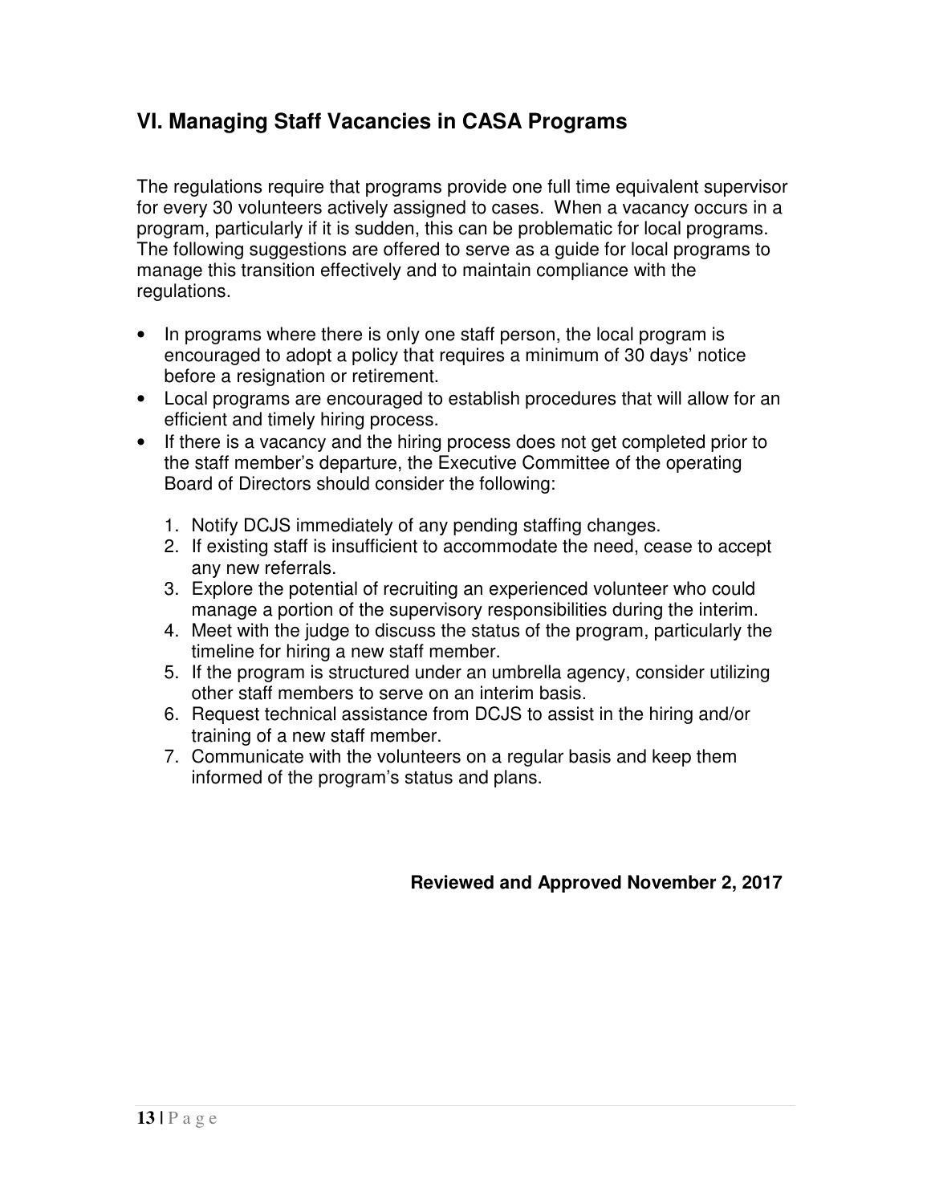## VI. Managing Staff Vacancies in CASA Programs

The regulations require that programs provide one full time equivalent supervisor for every 30 volunteers actively assigned to cases. When a vacancy occurs in a program, particularly if it is sudden, this can be problematic for local programs. The following suggestions are offered to serve as a guide for local programs to manage this transition effectively and to maintain compliance with the regulations.

- In programs where there is only one staff person, the local program is encouraged to adopt a policy that requires a minimum of 30 days' notice before a resignation or retirement.
- Local programs are encouraged to establish procedures that will allow for an efficient and timely hiring process.
- If there is a vacancy and the hiring process does not get completed prior to the staff member's departure, the Executive Committee of the operating Board of Directors should consider the following:

  1. Notify DCJS immediately of any pending staffing changes.
  2. If existing staff is insufficient to accommodate the need, cease to accept any new referrals.
  3. Explore the potential of recruiting an experienced volunteer who could manage a portion of the supervisory responsibilities during the interim.
  4. Meet with the judge to discuss the status of the program, particularly the timeline for hiring a new staff member.
  5. If the program is structured under an umbrella agency, consider utilizing other staff members to serve on an interim basis.
  6. Request technical assistance from DCJS to assist in the hiring and/or training of a new staff member.
  7. Communicate with the volunteers on a regular basis and keep them informed of the program's status and plans.

**Reviewed and Approved November 2, 2017**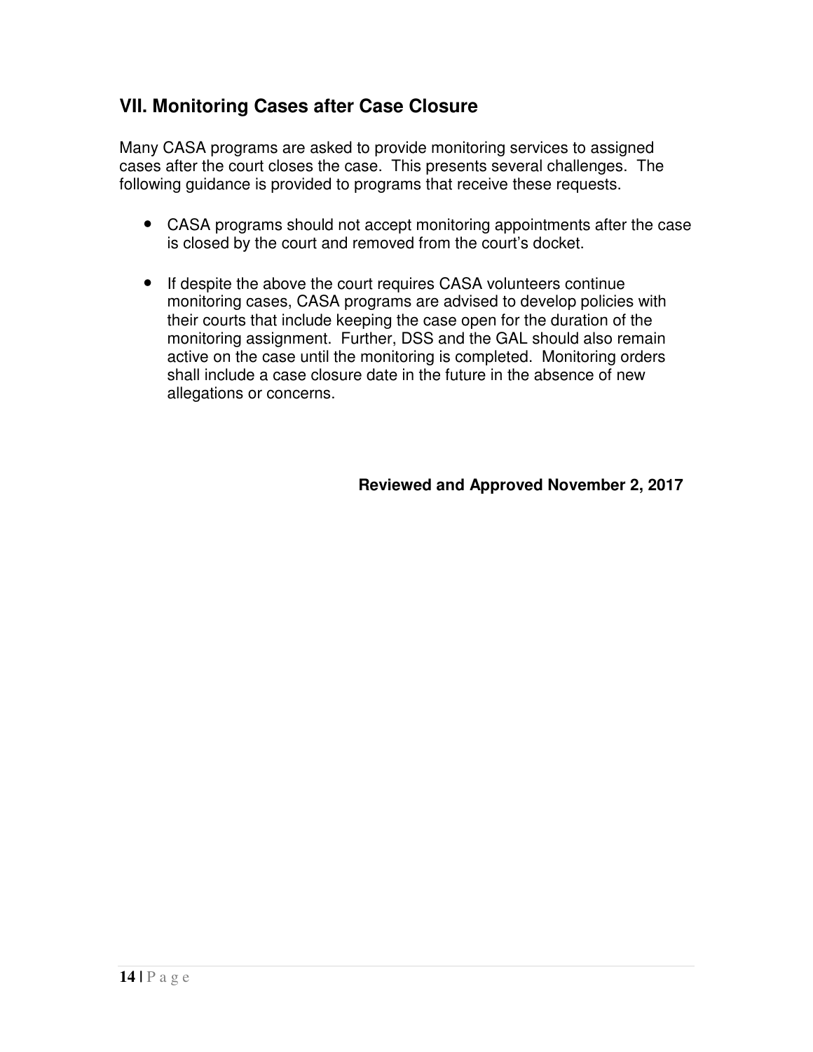## VII. Monitoring Cases after Case Closure

Many CASA programs are asked to provide monitoring services to assigned cases after the court closes the case. This presents several challenges. The following guidance is provided to programs that receive these requests.

- CASA programs should not accept monitoring appointments after the case is closed by the court and removed from the court's docket.

- If despite the above the court requires CASA volunteers continue monitoring cases, CASA programs are advised to develop policies with their courts that include keeping the case open for the duration of the monitoring assignment. Further, DSS and the GAL should also remain active on the case until the monitoring is completed. Monitoring orders shall include a case closure date in the future in the absence of new allegations or concerns.

**Reviewed and Approved November 2, 2017**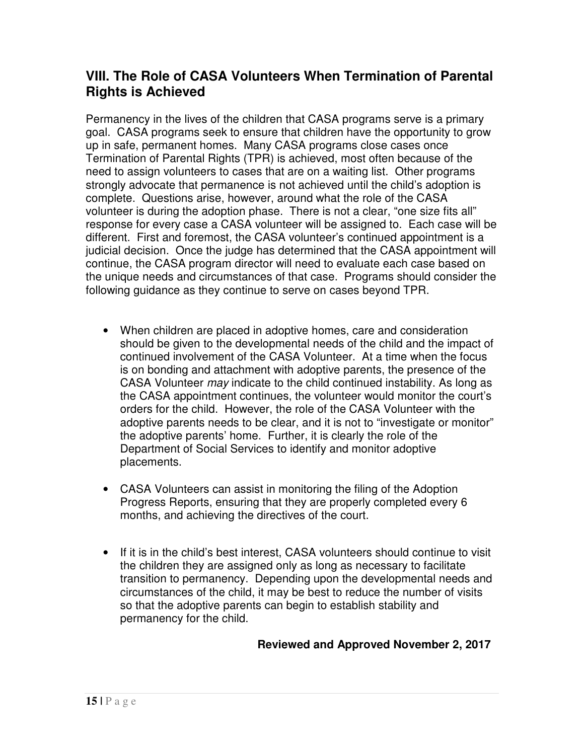## VIII. The Role of CASA Volunteers When Termination of Parental Rights is Achieved

Permanency in the lives of the children that CASA programs serve is a primary goal. CASA programs seek to ensure that children have the opportunity to grow up in safe, permanent homes. Many CASA programs close cases once Termination of Parental Rights (TPR) is achieved, most often because of the need to assign volunteers to cases that are on a waiting list. Other programs strongly advocate that permanence is not achieved until the child's adoption is complete. Questions arise, however, around what the role of the CASA volunteer is during the adoption phase. There is not a clear, "one size fits all" response for every case a CASA volunteer will be assigned to. Each case will be different. First and foremost, the CASA volunteer's continued appointment is a judicial decision. Once the judge has determined that the CASA appointment will continue, the CASA program director will need to evaluate each case based on the unique needs and circumstances of that case. Programs should consider the following guidance as they continue to serve on cases beyond TPR.

- When children are placed in adoptive homes, care and consideration should be given to the developmental needs of the child and the impact of continued involvement of the CASA Volunteer. At a time when the focus is on bonding and attachment with adoptive parents, the presence of the CASA Volunteer *may* indicate to the child continued instability. As long as the CASA appointment continues, the volunteer would monitor the court's orders for the child. However, the role of the CASA Volunteer with the adoptive parents needs to be clear, and it is not to "investigate or monitor" the adoptive parents' home. Further, it is clearly the role of the Department of Social Services to identify and monitor adoptive placements.

- CASA Volunteers can assist in monitoring the filing of the Adoption Progress Reports, ensuring that they are properly completed every 6 months, and achieving the directives of the court.

- If it is in the child's best interest, CASA volunteers should continue to visit the children they are assigned only as long as necessary to facilitate transition to permanency. Depending upon the developmental needs and circumstances of the child, it may be best to reduce the number of visits so that the adoptive parents can begin to establish stability and permanency for the child.

**Reviewed and Approved November 2, 2017**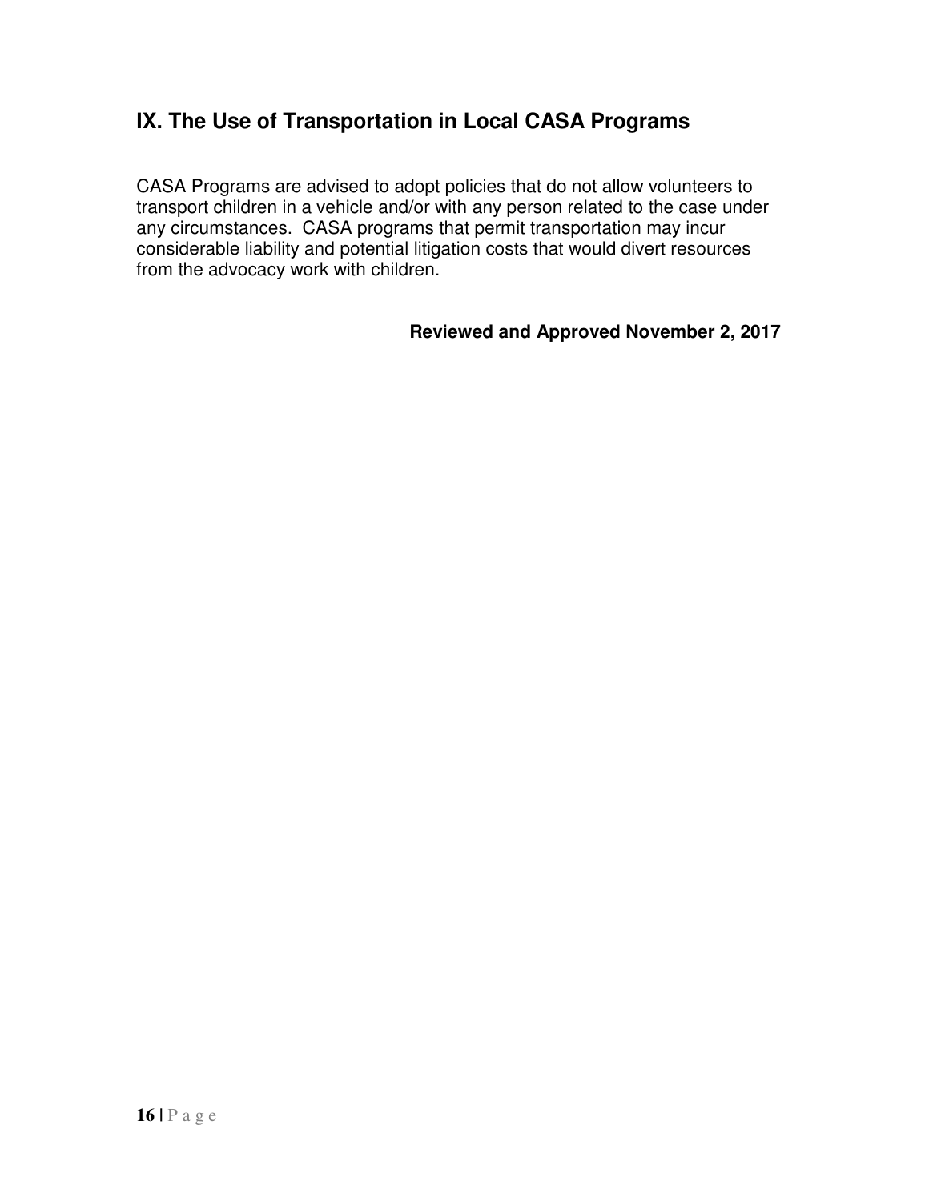## IX. The Use of Transportation in Local CASA Programs

CASA Programs are advised to adopt policies that do not allow volunteers to transport children in a vehicle and/or with any person related to the case under any circumstances. CASA programs that permit transportation may incur considerable liability and potential litigation costs that would divert resources from the advocacy work with children.

**Reviewed and Approved November 2, 2017**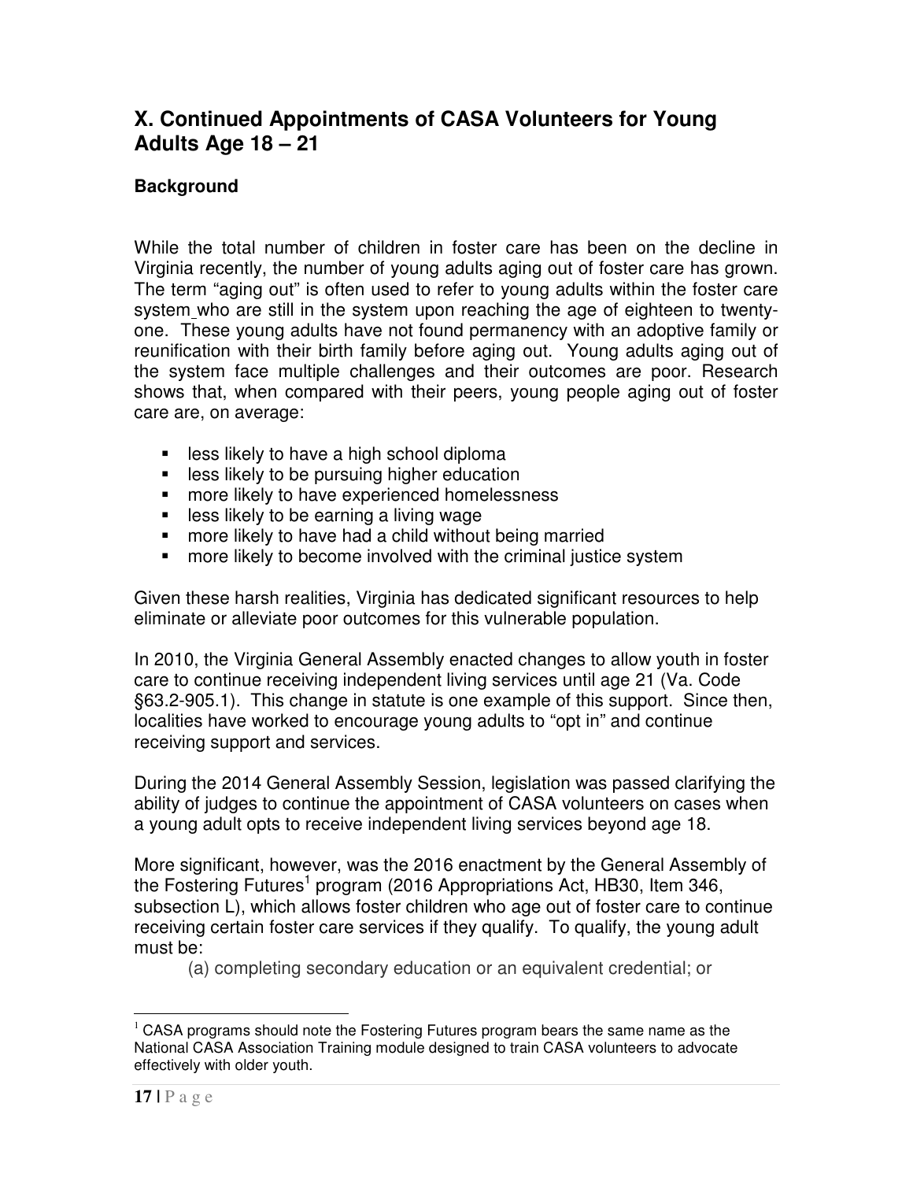## X. Continued Appointments of CASA Volunteers for Young Adults Age 18 – 21

### Background

While the total number of children in foster care has been on the decline in Virginia recently, the number of young adults aging out of foster care has grown. The term "aging out" is often used to refer to young adults within the foster care system who are still in the system upon reaching the age of eighteen to twenty-one. These young adults have not found permanency with an adoptive family or reunification with their birth family before aging out. Young adults aging out of the system face multiple challenges and their outcomes are poor. Research shows that, when compared with their peers, young people aging out of foster care are, on average:

- less likely to have a high school diploma
- less likely to be pursuing higher education
- more likely to have experienced homelessness
- less likely to be earning a living wage
- more likely to have had a child without being married
- more likely to become involved with the criminal justice system

Given these harsh realities, Virginia has dedicated significant resources to help eliminate or alleviate poor outcomes for this vulnerable population.

In 2010, the Virginia General Assembly enacted changes to allow youth in foster care to continue receiving independent living services until age 21 (Va. Code §63.2-905.1). This change in statute is one example of this support. Since then, localities have worked to encourage young adults to "opt in" and continue receiving support and services.

During the 2014 General Assembly Session, legislation was passed clarifying the ability of judges to continue the appointment of CASA volunteers on cases when a young adult opts to receive independent living services beyond age 18.

More significant, however, was the 2016 enactment by the General Assembly of the Fostering Futures[1] program (2016 Appropriations Act, HB30, Item 346, subsection L), which allows foster children who age out of foster care to continue receiving certain foster care services if they qualify. To qualify, the young adult must be:

(a) completing secondary education or an equivalent credential; or

---

[1] CASA programs should note the Fostering Futures program bears the same name as the National CASA Association Training module designed to train CASA volunteers to advocate effectively with older youth.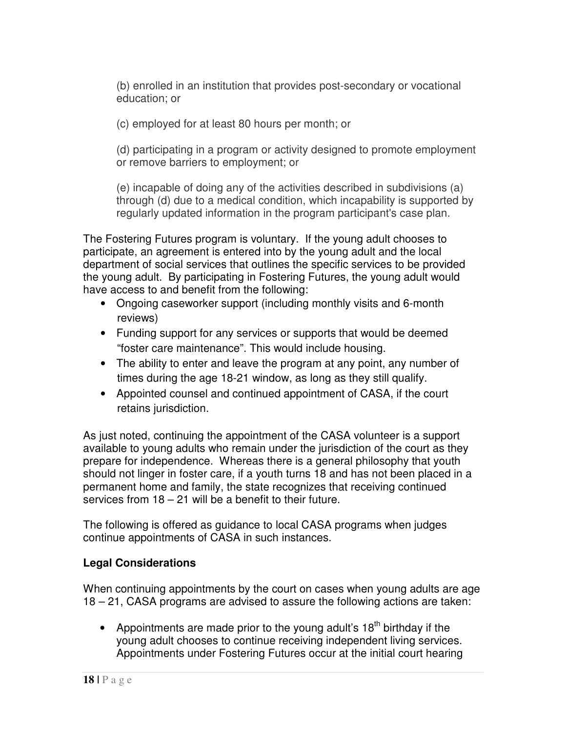(b) enrolled in an institution that provides post-secondary or vocational education; or

(c) employed for at least 80 hours per month; or

(d) participating in a program or activity designed to promote employment or remove barriers to employment; or

(e) incapable of doing any of the activities described in subdivisions (a) through (d) due to a medical condition, which incapability is supported by regularly updated information in the program participant's case plan.

The Fostering Futures program is voluntary. If the young adult chooses to participate, an agreement is entered into by the young adult and the local department of social services that outlines the specific services to be provided the young adult. By participating in Fostering Futures, the young adult would have access to and benefit from the following:

- Ongoing caseworker support (including monthly visits and 6-month reviews)
- Funding support for any services or supports that would be deemed "foster care maintenance". This would include housing.
- The ability to enter and leave the program at any point, any number of times during the age 18-21 window, as long as they still qualify.
- Appointed counsel and continued appointment of CASA, if the court retains jurisdiction.

As just noted, continuing the appointment of the CASA volunteer is a support available to young adults who remain under the jurisdiction of the court as they prepare for independence. Whereas there is a general philosophy that youth should not linger in foster care, if a youth turns 18 and has not been placed in a permanent home and family, the state recognizes that receiving continued services from 18 – 21 will be a benefit to their future.

The following is offered as guidance to local CASA programs when judges continue appointments of CASA in such instances.

**Legal Considerations**

When continuing appointments by the court on cases when young adults are age 18 – 21, CASA programs are advised to assure the following actions are taken:

- Appointments are made prior to the young adult's 18th birthday if the young adult chooses to continue receiving independent living services. Appointments under Fostering Futures occur at the initial court hearing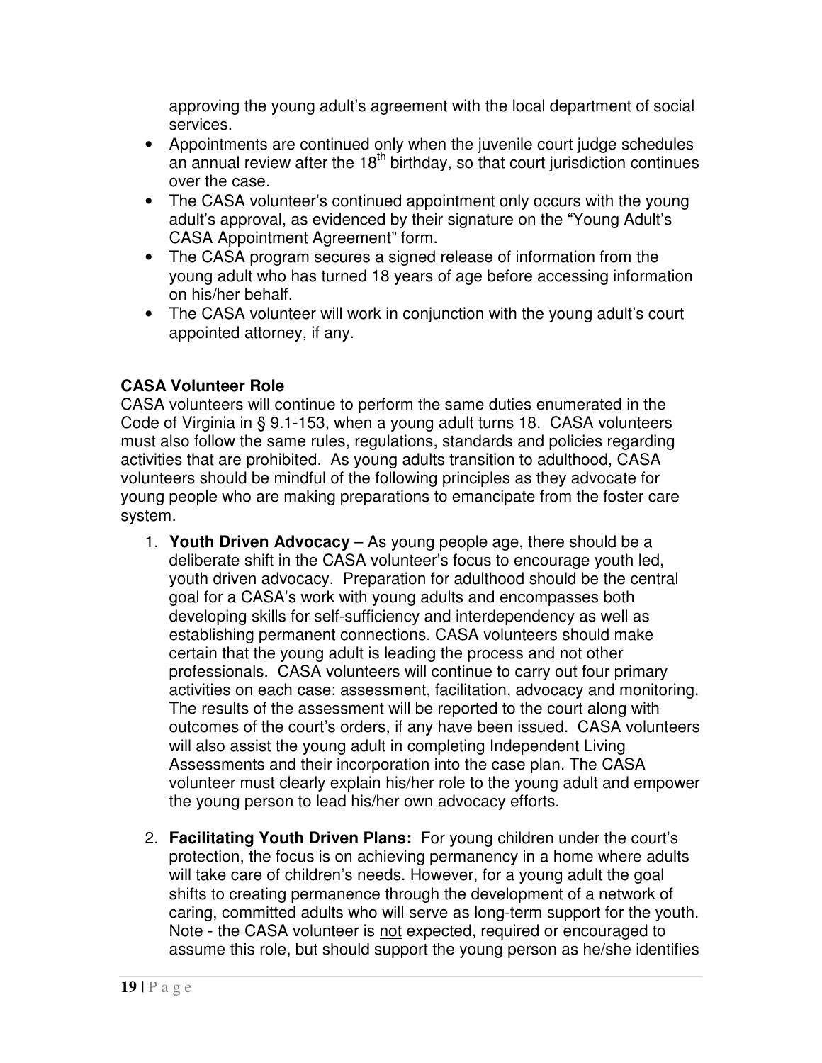approving the young adult's agreement with the local department of social services.

- Appointments are continued only when the juvenile court judge schedules an annual review after the 18th birthday, so that court jurisdiction continues over the case.
- The CASA volunteer's continued appointment only occurs with the young adult's approval, as evidenced by their signature on the "Young Adult's CASA Appointment Agreement" form.
- The CASA program secures a signed release of information from the young adult who has turned 18 years of age before accessing information on his/her behalf.
- The CASA volunteer will work in conjunction with the young adult's court appointed attorney, if any.

**CASA Volunteer Role**

CASA volunteers will continue to perform the same duties enumerated in the Code of Virginia in § 9.1-153, when a young adult turns 18. CASA volunteers must also follow the same rules, regulations, standards and policies regarding activities that are prohibited. As young adults transition to adulthood, CASA volunteers should be mindful of the following principles as they advocate for young people who are making preparations to emancipate from the foster care system.

1. **Youth Driven Advocacy** – As young people age, there should be a deliberate shift in the CASA volunteer's focus to encourage youth led, youth driven advocacy. Preparation for adulthood should be the central goal for a CASA's work with young adults and encompasses both developing skills for self-sufficiency and interdependency as well as establishing permanent connections. CASA volunteers should make certain that the young adult is leading the process and not other professionals. CASA volunteers will continue to carry out four primary activities on each case: assessment, facilitation, advocacy and monitoring. The results of the assessment will be reported to the court along with outcomes of the court's orders, if any have been issued. CASA volunteers will also assist the young adult in completing Independent Living Assessments and their incorporation into the case plan. The CASA volunteer must clearly explain his/her role to the young adult and empower the young person to lead his/her own advocacy efforts.

2. **Facilitating Youth Driven Plans:** For young children under the court's protection, the focus is on achieving permanency in a home where adults will take care of children's needs. However, for a young adult the goal shifts to creating permanence through the development of a network of caring, committed adults who will serve as long-term support for the youth. Note - the CASA volunteer is <u>not</u> expected, required or encouraged to assume this role, but should support the young person as he/she identifies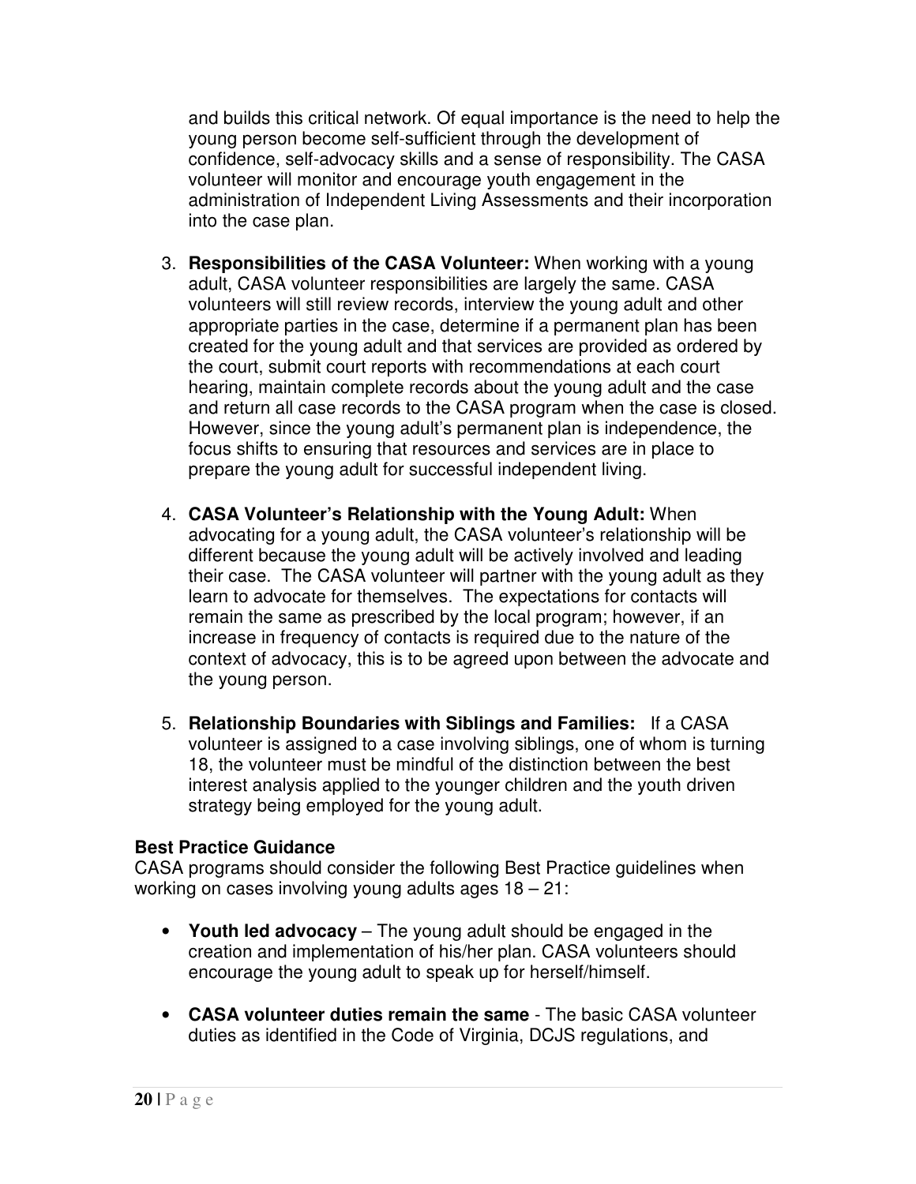and builds this critical network. Of equal importance is the need to help the young person become self-sufficient through the development of confidence, self-advocacy skills and a sense of responsibility. The CASA volunteer will monitor and encourage youth engagement in the administration of Independent Living Assessments and their incorporation into the case plan.

3. **Responsibilities of the CASA Volunteer:** When working with a young adult, CASA volunteer responsibilities are largely the same. CASA volunteers will still review records, interview the young adult and other appropriate parties in the case, determine if a permanent plan has been created for the young adult and that services are provided as ordered by the court, submit court reports with recommendations at each court hearing, maintain complete records about the young adult and the case and return all case records to the CASA program when the case is closed. However, since the young adult's permanent plan is independence, the focus shifts to ensuring that resources and services are in place to prepare the young adult for successful independent living.

4. **CASA Volunteer's Relationship with the Young Adult:** When advocating for a young adult, the CASA volunteer's relationship will be different because the young adult will be actively involved and leading their case. The CASA volunteer will partner with the young adult as they learn to advocate for themselves. The expectations for contacts will remain the same as prescribed by the local program; however, if an increase in frequency of contacts is required due to the nature of the context of advocacy, this is to be agreed upon between the advocate and the young person.

5. **Relationship Boundaries with Siblings and Families:** If a CASA volunteer is assigned to a case involving siblings, one of whom is turning 18, the volunteer must be mindful of the distinction between the best interest analysis applied to the younger children and the youth driven strategy being employed for the young adult.

**Best Practice Guidance**

CASA programs should consider the following Best Practice guidelines when working on cases involving young adults ages 18 – 21:

- **Youth led advocacy** – The young adult should be engaged in the creation and implementation of his/her plan. CASA volunteers should encourage the young adult to speak up for herself/himself.

- **CASA volunteer duties remain the same** - The basic CASA volunteer duties as identified in the Code of Virginia, DCJS regulations, and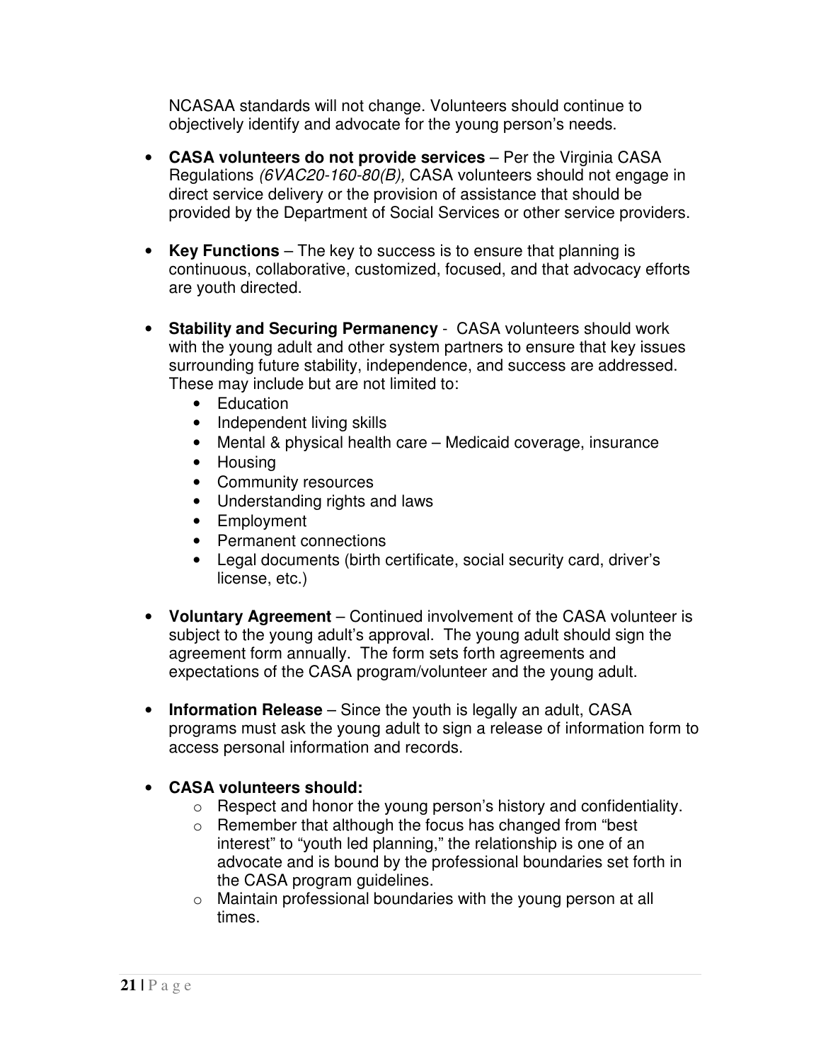NCASAA standards will not change. Volunteers should continue to objectively identify and advocate for the young person's needs.

- **CASA volunteers do not provide services** – Per the Virginia CASA Regulations *(6VAC20-160-80(B),* CASA volunteers should not engage in direct service delivery or the provision of assistance that should be provided by the Department of Social Services or other service providers.

- **Key Functions** – The key to success is to ensure that planning is continuous, collaborative, customized, focused, and that advocacy efforts are youth directed.

- **Stability and Securing Permanency** - CASA volunteers should work with the young adult and other system partners to ensure that key issues surrounding future stability, independence, and success are addressed. These may include but are not limited to:
  - Education
  - Independent living skills
  - Mental & physical health care – Medicaid coverage, insurance
  - Housing
  - Community resources
  - Understanding rights and laws
  - Employment
  - Permanent connections
  - Legal documents (birth certificate, social security card, driver's license, etc.)

- **Voluntary Agreement** – Continued involvement of the CASA volunteer is subject to the young adult's approval. The young adult should sign the agreement form annually. The form sets forth agreements and expectations of the CASA program/volunteer and the young adult.

- **Information Release** – Since the youth is legally an adult, CASA programs must ask the young adult to sign a release of information form to access personal information and records.

- **CASA volunteers should:**
  - Respect and honor the young person's history and confidentiality.
  - Remember that although the focus has changed from "best interest" to "youth led planning," the relationship is one of an advocate and is bound by the professional boundaries set forth in the CASA program guidelines.
  - Maintain professional boundaries with the young person at all times.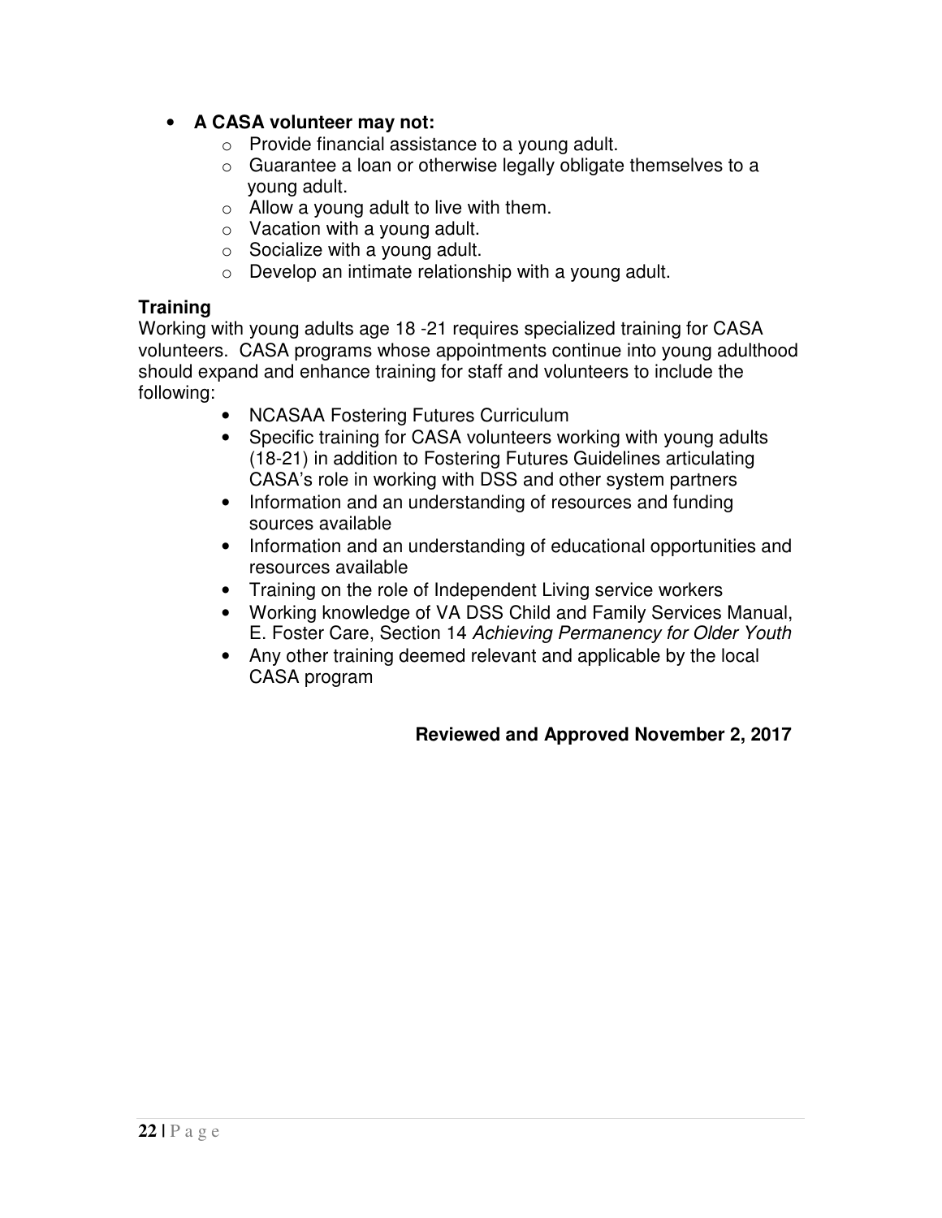- **A CASA volunteer may not:**
    - Provide financial assistance to a young adult.
    - Guarantee a loan or otherwise legally obligate themselves to a young adult.
    - Allow a young adult to live with them.
    - Vacation with a young adult.
    - Socialize with a young adult.
    - Develop an intimate relationship with a young adult.

**Training**

Working with young adults age 18 -21 requires specialized training for CASA volunteers. CASA programs whose appointments continue into young adulthood should expand and enhance training for staff and volunteers to include the following:

- NCASAA Fostering Futures Curriculum
- Specific training for CASA volunteers working with young adults (18-21) in addition to Fostering Futures Guidelines articulating CASA's role in working with DSS and other system partners
- Information and an understanding of resources and funding sources available
- Information and an understanding of educational opportunities and resources available
- Training on the role of Independent Living service workers
- Working knowledge of VA DSS Child and Family Services Manual, E. Foster Care, Section 14 *Achieving Permanency for Older Youth*
- Any other training deemed relevant and applicable by the local CASA program

**Reviewed and Approved November 2, 2017**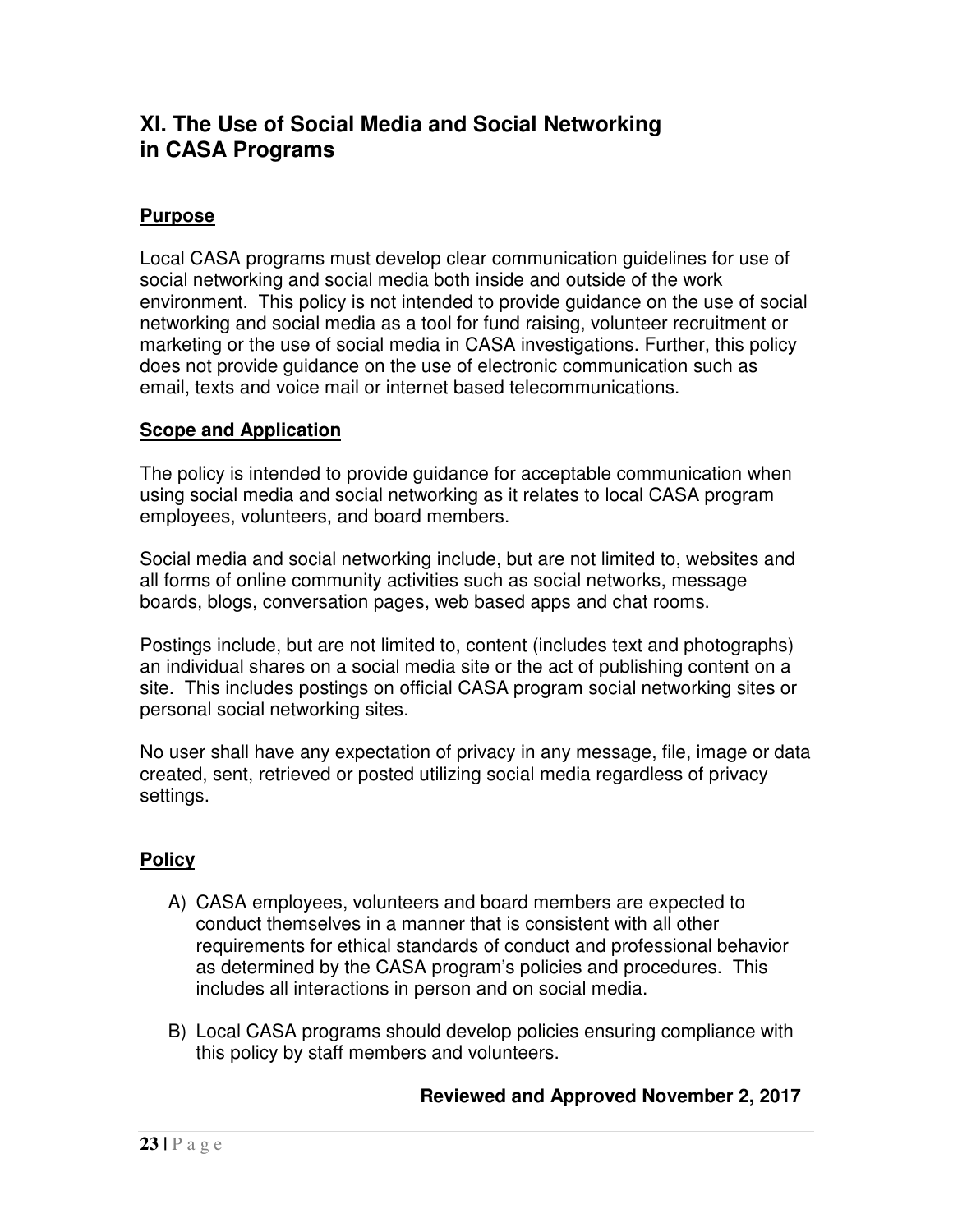## XI. The Use of Social Media and Social Networking in CASA Programs

### Purpose

Local CASA programs must develop clear communication guidelines for use of social networking and social media both inside and outside of the work environment. This policy is not intended to provide guidance on the use of social networking and social media as a tool for fund raising, volunteer recruitment or marketing or the use of social media in CASA investigations. Further, this policy does not provide guidance on the use of electronic communication such as email, texts and voice mail or internet based telecommunications.

### Scope and Application

The policy is intended to provide guidance for acceptable communication when using social media and social networking as it relates to local CASA program employees, volunteers, and board members.

Social media and social networking include, but are not limited to, websites and all forms of online community activities such as social networks, message boards, blogs, conversation pages, web based apps and chat rooms.

Postings include, but are not limited to, content (includes text and photographs) an individual shares on a social media site or the act of publishing content on a site. This includes postings on official CASA program social networking sites or personal social networking sites.

No user shall have any expectation of privacy in any message, file, image or data created, sent, retrieved or posted utilizing social media regardless of privacy settings.

### Policy

A) CASA employees, volunteers and board members are expected to conduct themselves in a manner that is consistent with all other requirements for ethical standards of conduct and professional behavior as determined by the CASA program's policies and procedures. This includes all interactions in person and on social media.

B) Local CASA programs should develop policies ensuring compliance with this policy by staff members and volunteers.

**Reviewed and Approved November 2, 2017**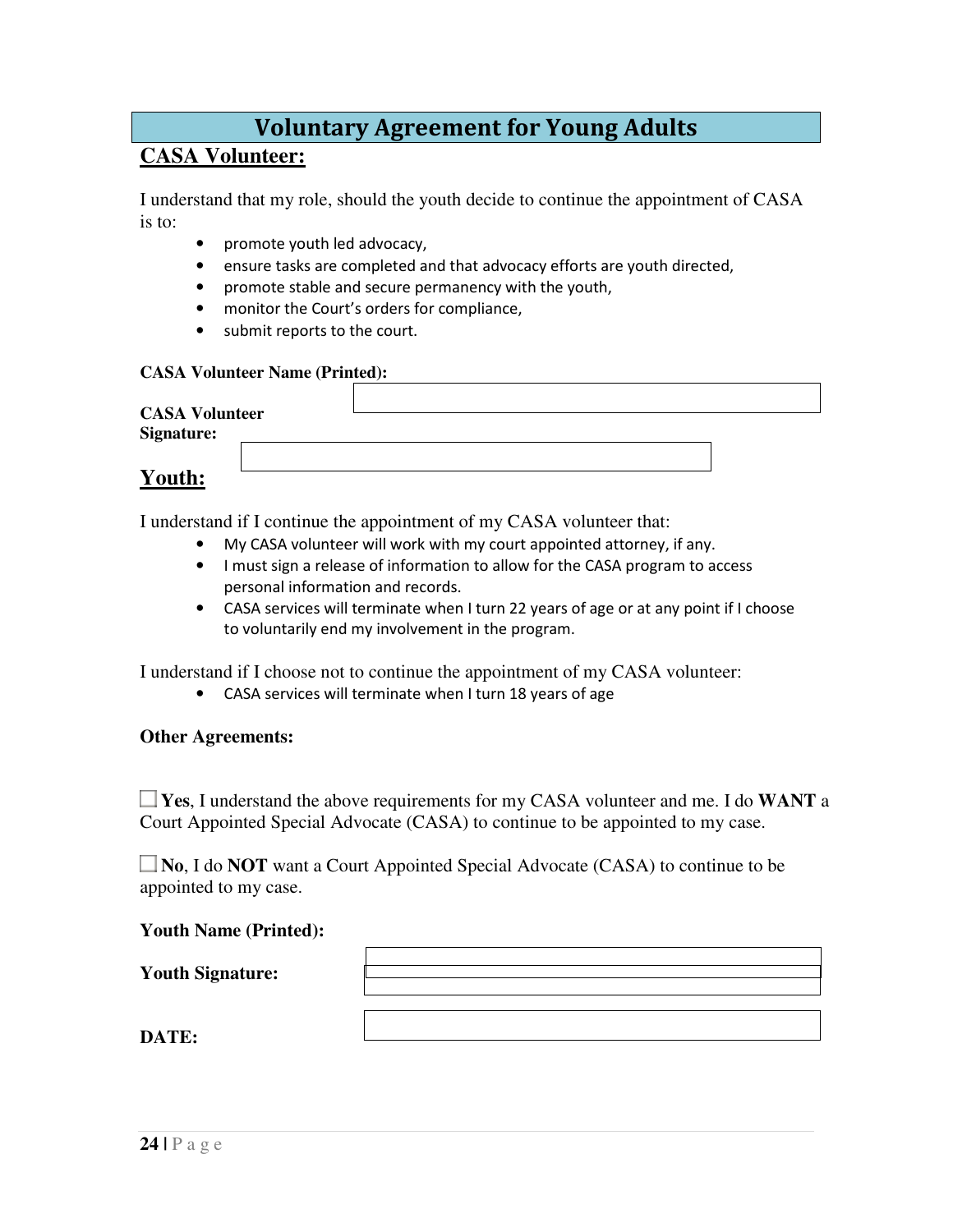# Voluntary Agreement for Young Adults

## CASA Volunteer:

I understand that my role, should the youth decide to continue the appointment of CASA is to:

- promote youth led advocacy,
- ensure tasks are completed and that advocacy efforts are youth directed,
- promote stable and secure permanency with the youth,
- monitor the Court's orders for compliance,
- submit reports to the court.

**CASA Volunteer Name (Printed):**

**CASA Volunteer Signature:**

## Youth:

I understand if I continue the appointment of my CASA volunteer that:

- My CASA volunteer will work with my court appointed attorney, if any.
- I must sign a release of information to allow for the CASA program to access personal information and records.
- CASA services will terminate when I turn 22 years of age or at any point if I choose to voluntarily end my involvement in the program.

I understand if I choose not to continue the appointment of my CASA volunteer:

- CASA services will terminate when I turn 18 years of age

**Other Agreements:**

☐ **Yes**, I understand the above requirements for my CASA volunteer and me. I do **WANT** a Court Appointed Special Advocate (CASA) to continue to be appointed to my case.

☐ **No**, I do **NOT** want a Court Appointed Special Advocate (CASA) to continue to be appointed to my case.

**Youth Name (Printed):**

**Youth Signature:**

**DATE:**